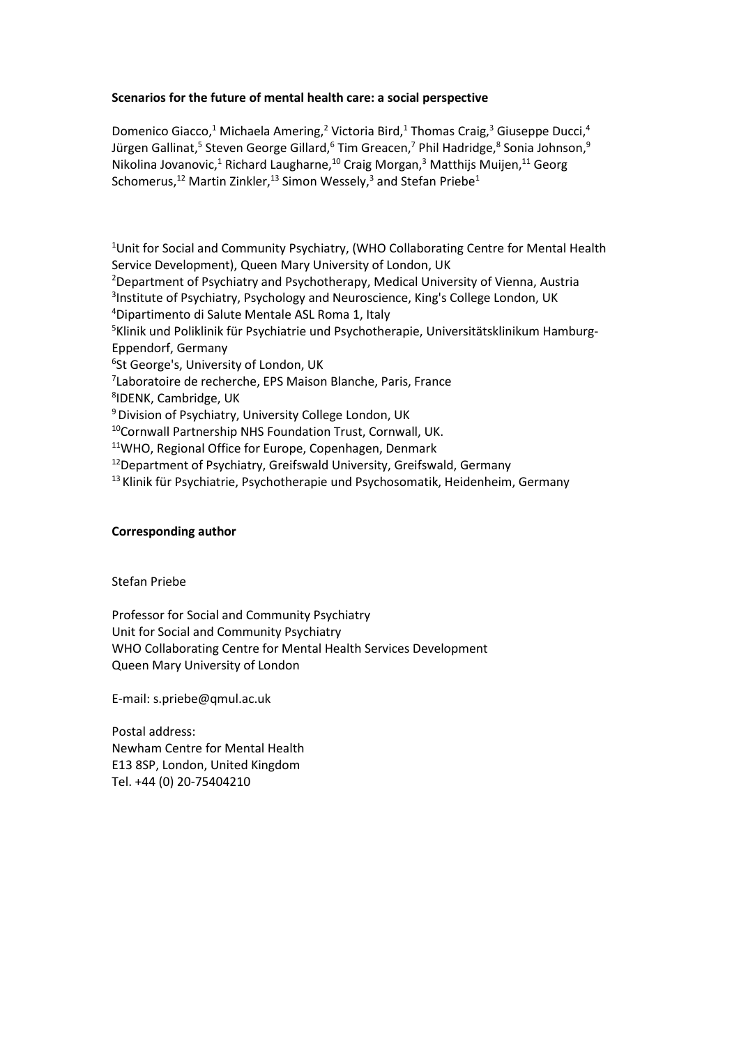**Scenarios for the future of mental health care: a social perspective**

Domenico Giacco,[1] Michaela Amering,[2] Victoria Bird,[1] Thomas Craig,[3] Giuseppe Ducci,[4] Jürgen Gallinat,[5] Steven George Gillard,[6] Tim Greacen,[7] Phil Hadridge,[8] Sonia Johnson,[9] Nikolina Jovanovic,[1] Richard Laugharne,[10] Craig Morgan,[3] Matthijs Muijen,[11] Georg Schomerus,[12] Martin Zinkler,[13] Simon Wessely,[3] and Stefan Priebe[1]

[1]Unit for Social and Community Psychiatry, (WHO Collaborating Centre for Mental Health Service Development), Queen Mary University of London, UK
[2]Department of Psychiatry and Psychotherapy, Medical University of Vienna, Austria
[3]Institute of Psychiatry, Psychology and Neuroscience, King's College London, UK
[4]Dipartimento di Salute Mentale ASL Roma 1, Italy
[5]Klinik und Poliklinik für Psychiatrie und Psychotherapie, Universitätsklinikum Hamburg-Eppendorf, Germany
[6]St George's, University of London, UK
[7]Laboratoire de recherche, EPS Maison Blanche, Paris, France
[8]IDENK, Cambridge, UK
[9]Division of Psychiatry, University College London, UK
[10]Cornwall Partnership NHS Foundation Trust, Cornwall, UK.
[11]WHO, Regional Office for Europe, Copenhagen, Denmark
[12]Department of Psychiatry, Greifswald University, Greifswald, Germany
[13]Klinik für Psychiatrie, Psychotherapie und Psychosomatik, Heidenheim, Germany

**Corresponding author**

Stefan Priebe

Professor for Social and Community Psychiatry
Unit for Social and Community Psychiatry
WHO Collaborating Centre for Mental Health Services Development
Queen Mary University of London

E-mail: s.priebe@qmul.ac.uk

Postal address:
Newham Centre for Mental Health
E13 8SP, London, United Kingdom
Tel. +44 (0) 20-75404210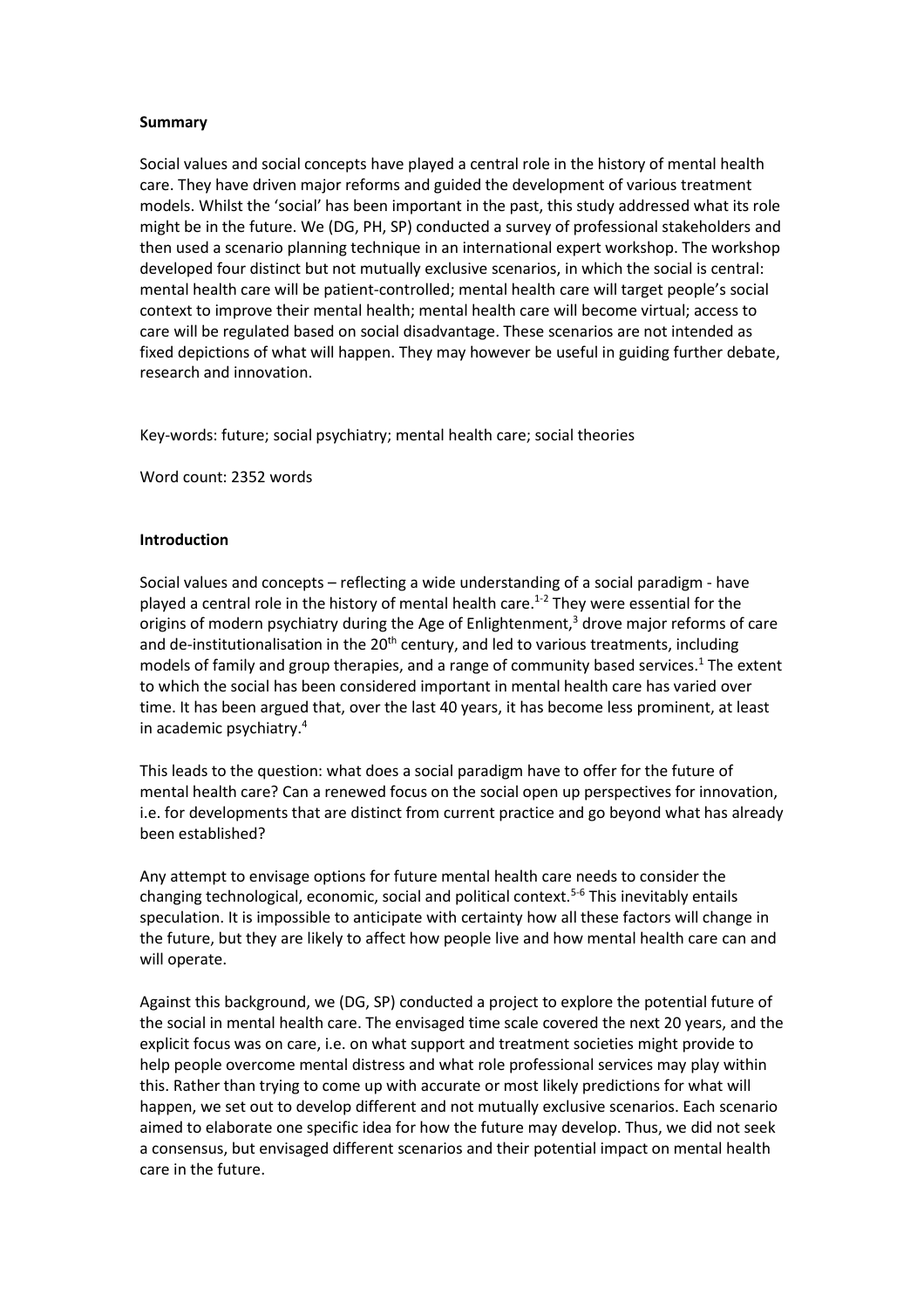**Summary**

Social values and social concepts have played a central role in the history of mental health care. They have driven major reforms and guided the development of various treatment models. Whilst the 'social' has been important in the past, this study addressed what its role might be in the future. We (DG, PH, SP) conducted a survey of professional stakeholders and then used a scenario planning technique in an international expert workshop. The workshop developed four distinct but not mutually exclusive scenarios, in which the social is central: mental health care will be patient-controlled; mental health care will target people's social context to improve their mental health; mental health care will become virtual; access to care will be regulated based on social disadvantage. These scenarios are not intended as fixed depictions of what will happen. They may however be useful in guiding further debate, research and innovation.

Key-words: future; social psychiatry; mental health care; social theories

Word count: 2352 words

**Introduction**

Social values and concepts – reflecting a wide understanding of a social paradigm - have played a central role in the history of mental health care.[1-2] They were essential for the origins of modern psychiatry during the Age of Enlightenment,[3] drove major reforms of care and de-institutionalisation in the 20th century, and led to various treatments, including models of family and group therapies, and a range of community based services.[1] The extent to which the social has been considered important in mental health care has varied over time. It has been argued that, over the last 40 years, it has become less prominent, at least in academic psychiatry.[4]

This leads to the question: what does a social paradigm have to offer for the future of mental health care? Can a renewed focus on the social open up perspectives for innovation, i.e. for developments that are distinct from current practice and go beyond what has already been established?

Any attempt to envisage options for future mental health care needs to consider the changing technological, economic, social and political context.[5-6] This inevitably entails speculation. It is impossible to anticipate with certainty how all these factors will change in the future, but they are likely to affect how people live and how mental health care can and will operate.

Against this background, we (DG, SP) conducted a project to explore the potential future of the social in mental health care. The envisaged time scale covered the next 20 years, and the explicit focus was on care, i.e. on what support and treatment societies might provide to help people overcome mental distress and what role professional services may play within this. Rather than trying to come up with accurate or most likely predictions for what will happen, we set out to develop different and not mutually exclusive scenarios. Each scenario aimed to elaborate one specific idea for how the future may develop. Thus, we did not seek a consensus, but envisaged different scenarios and their potential impact on mental health care in the future.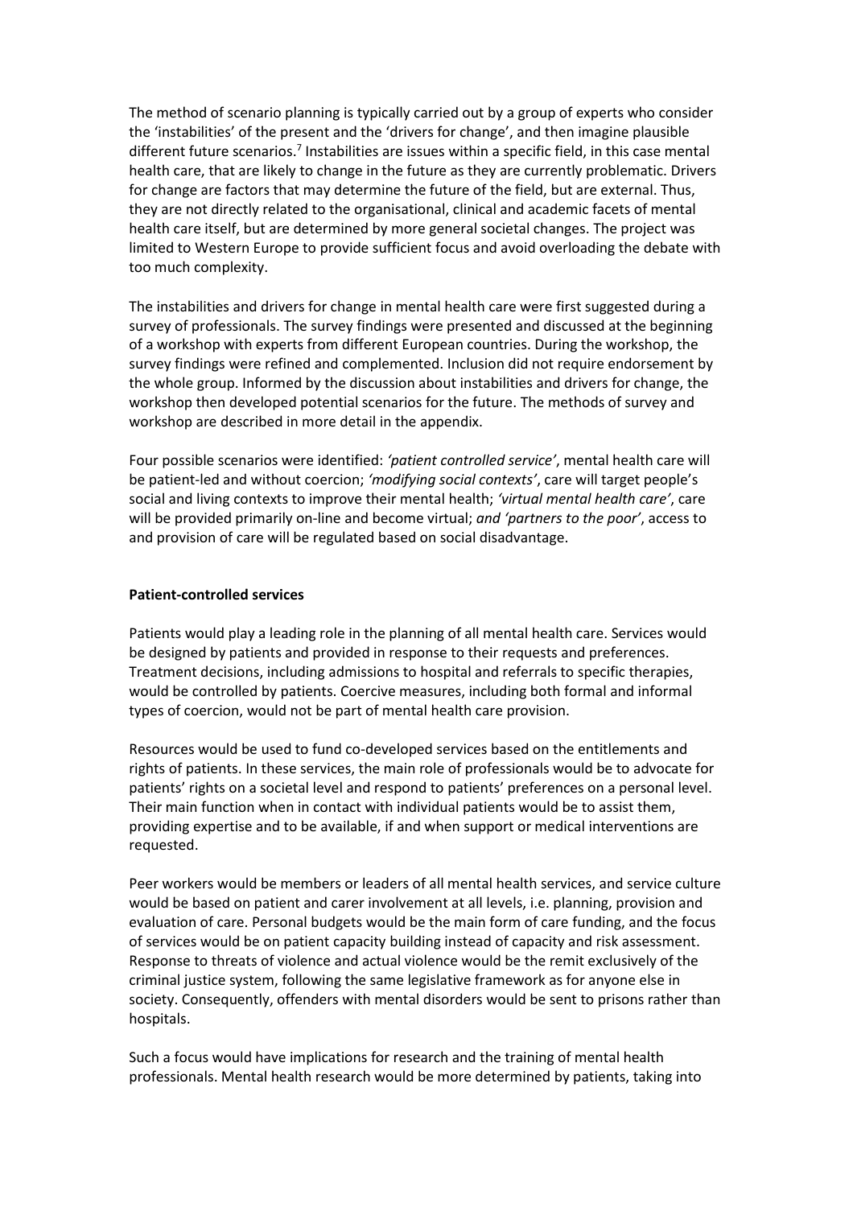The method of scenario planning is typically carried out by a group of experts who consider the 'instabilities' of the present and the 'drivers for change', and then imagine plausible different future scenarios.[7] Instabilities are issues within a specific field, in this case mental health care, that are likely to change in the future as they are currently problematic. Drivers for change are factors that may determine the future of the field, but are external. Thus, they are not directly related to the organisational, clinical and academic facets of mental health care itself, but are determined by more general societal changes. The project was limited to Western Europe to provide sufficient focus and avoid overloading the debate with too much complexity.

The instabilities and drivers for change in mental health care were first suggested during a survey of professionals. The survey findings were presented and discussed at the beginning of a workshop with experts from different European countries. During the workshop, the survey findings were refined and complemented. Inclusion did not require endorsement by the whole group. Informed by the discussion about instabilities and drivers for change, the workshop then developed potential scenarios for the future. The methods of survey and workshop are described in more detail in the appendix.

Four possible scenarios were identified: *'patient controlled service'*, mental health care will be patient-led and without coercion; *'modifying social contexts'*, care will target people's social and living contexts to improve their mental health; *'virtual mental health care'*, care will be provided primarily on-line and become virtual; *and 'partners to the poor'*, access to and provision of care will be regulated based on social disadvantage.

**Patient-controlled services**

Patients would play a leading role in the planning of all mental health care. Services would be designed by patients and provided in response to their requests and preferences. Treatment decisions, including admissions to hospital and referrals to specific therapies, would be controlled by patients. Coercive measures, including both formal and informal types of coercion, would not be part of mental health care provision.

Resources would be used to fund co-developed services based on the entitlements and rights of patients. In these services, the main role of professionals would be to advocate for patients' rights on a societal level and respond to patients' preferences on a personal level. Their main function when in contact with individual patients would be to assist them, providing expertise and to be available, if and when support or medical interventions are requested.

Peer workers would be members or leaders of all mental health services, and service culture would be based on patient and carer involvement at all levels, i.e. planning, provision and evaluation of care. Personal budgets would be the main form of care funding, and the focus of services would be on patient capacity building instead of capacity and risk assessment. Response to threats of violence and actual violence would be the remit exclusively of the criminal justice system, following the same legislative framework as for anyone else in society. Consequently, offenders with mental disorders would be sent to prisons rather than hospitals.

Such a focus would have implications for research and the training of mental health professionals. Mental health research would be more determined by patients, taking into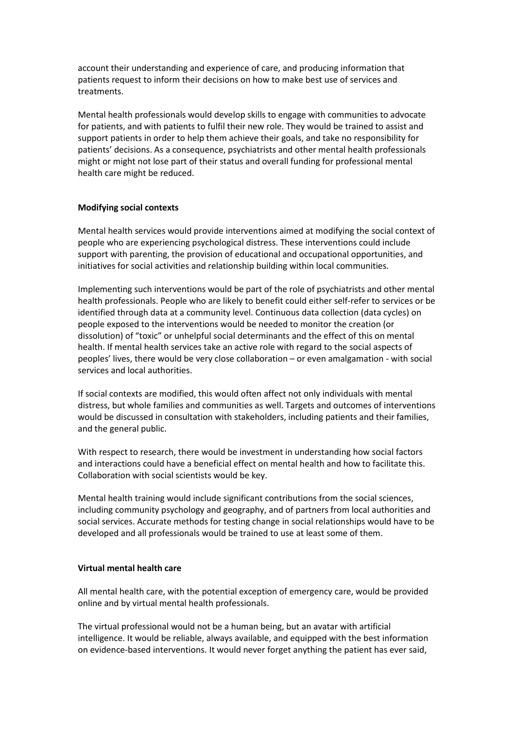account their understanding and experience of care, and producing information that patients request to inform their decisions on how to make best use of services and treatments.

Mental health professionals would develop skills to engage with communities to advocate for patients, and with patients to fulfil their new role. They would be trained to assist and support patients in order to help them achieve their goals, and take no responsibility for patients' decisions. As a consequence, psychiatrists and other mental health professionals might or might not lose part of their status and overall funding for professional mental health care might be reduced.

**Modifying social contexts**

Mental health services would provide interventions aimed at modifying the social context of people who are experiencing psychological distress. These interventions could include support with parenting, the provision of educational and occupational opportunities, and initiatives for social activities and relationship building within local communities.

Implementing such interventions would be part of the role of psychiatrists and other mental health professionals. People who are likely to benefit could either self-refer to services or be identified through data at a community level. Continuous data collection (data cycles) on people exposed to the interventions would be needed to monitor the creation (or dissolution) of "toxic" or unhelpful social determinants and the effect of this on mental health. If mental health services take an active role with regard to the social aspects of peoples' lives, there would be very close collaboration – or even amalgamation - with social services and local authorities.

If social contexts are modified, this would often affect not only individuals with mental distress, but whole families and communities as well. Targets and outcomes of interventions would be discussed in consultation with stakeholders, including patients and their families, and the general public.

With respect to research, there would be investment in understanding how social factors and interactions could have a beneficial effect on mental health and how to facilitate this. Collaboration with social scientists would be key.

Mental health training would include significant contributions from the social sciences, including community psychology and geography, and of partners from local authorities and social services. Accurate methods for testing change in social relationships would have to be developed and all professionals would be trained to use at least some of them.

**Virtual mental health care**

All mental health care, with the potential exception of emergency care, would be provided online and by virtual mental health professionals.

The virtual professional would not be a human being, but an avatar with artificial intelligence. It would be reliable, always available, and equipped with the best information on evidence-based interventions. It would never forget anything the patient has ever said,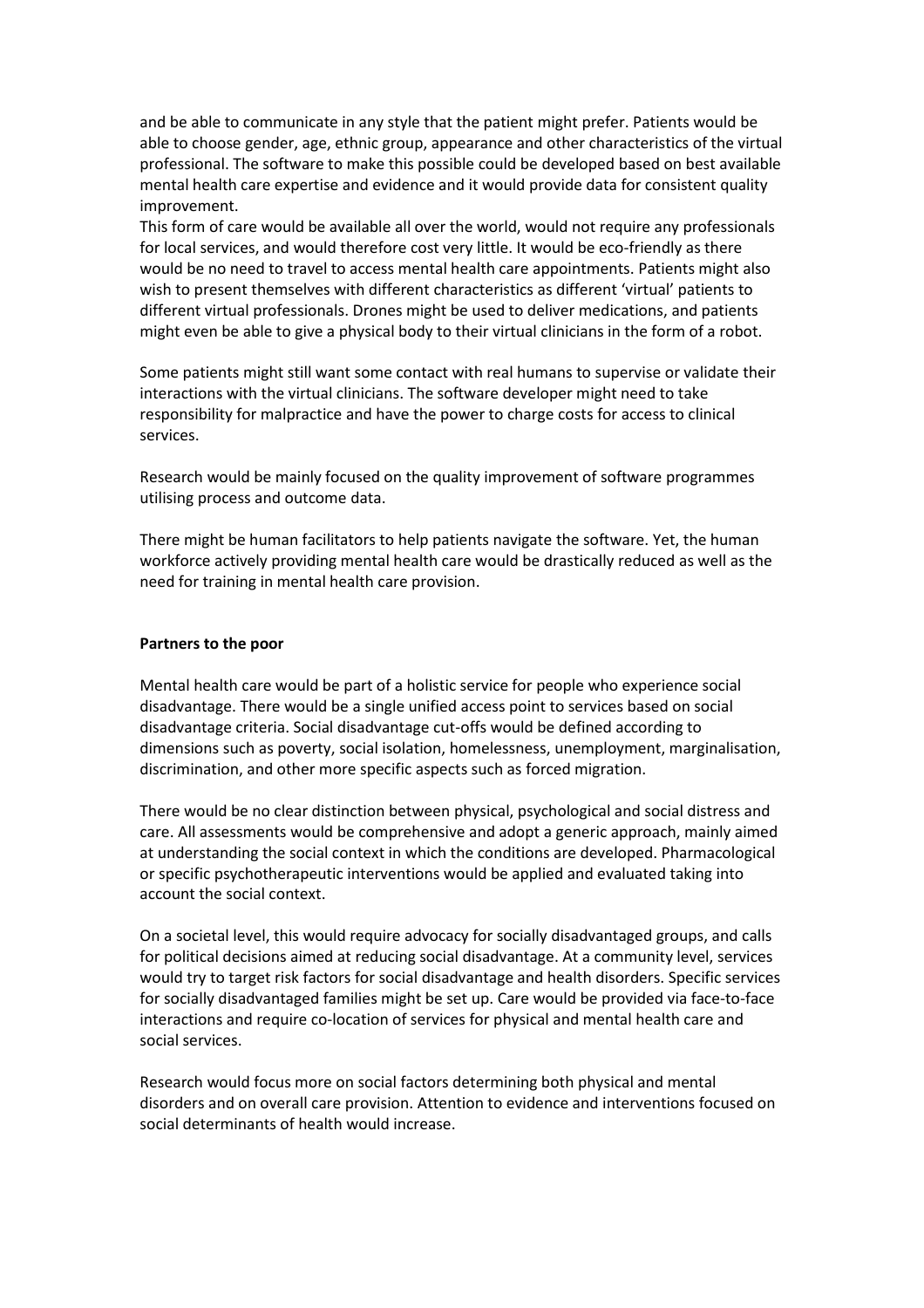and be able to communicate in any style that the patient might prefer. Patients would be able to choose gender, age, ethnic group, appearance and other characteristics of the virtual professional. The software to make this possible could be developed based on best available mental health care expertise and evidence and it would provide data for consistent quality improvement.
This form of care would be available all over the world, would not require any professionals for local services, and would therefore cost very little. It would be eco-friendly as there would be no need to travel to access mental health care appointments. Patients might also wish to present themselves with different characteristics as different 'virtual' patients to different virtual professionals. Drones might be used to deliver medications, and patients might even be able to give a physical body to their virtual clinicians in the form of a robot.

Some patients might still want some contact with real humans to supervise or validate their interactions with the virtual clinicians. The software developer might need to take responsibility for malpractice and have the power to charge costs for access to clinical services.

Research would be mainly focused on the quality improvement of software programmes utilising process and outcome data.

There might be human facilitators to help patients navigate the software. Yet, the human workforce actively providing mental health care would be drastically reduced as well as the need for training in mental health care provision.

**Partners to the poor**

Mental health care would be part of a holistic service for people who experience social disadvantage. There would be a single unified access point to services based on social disadvantage criteria. Social disadvantage cut-offs would be defined according to dimensions such as poverty, social isolation, homelessness, unemployment, marginalisation, discrimination, and other more specific aspects such as forced migration.

There would be no clear distinction between physical, psychological and social distress and care. All assessments would be comprehensive and adopt a generic approach, mainly aimed at understanding the social context in which the conditions are developed. Pharmacological or specific psychotherapeutic interventions would be applied and evaluated taking into account the social context.

On a societal level, this would require advocacy for socially disadvantaged groups, and calls for political decisions aimed at reducing social disadvantage. At a community level, services would try to target risk factors for social disadvantage and health disorders. Specific services for socially disadvantaged families might be set up. Care would be provided via face-to-face interactions and require co-location of services for physical and mental health care and social services.

Research would focus more on social factors determining both physical and mental disorders and on overall care provision. Attention to evidence and interventions focused on social determinants of health would increase.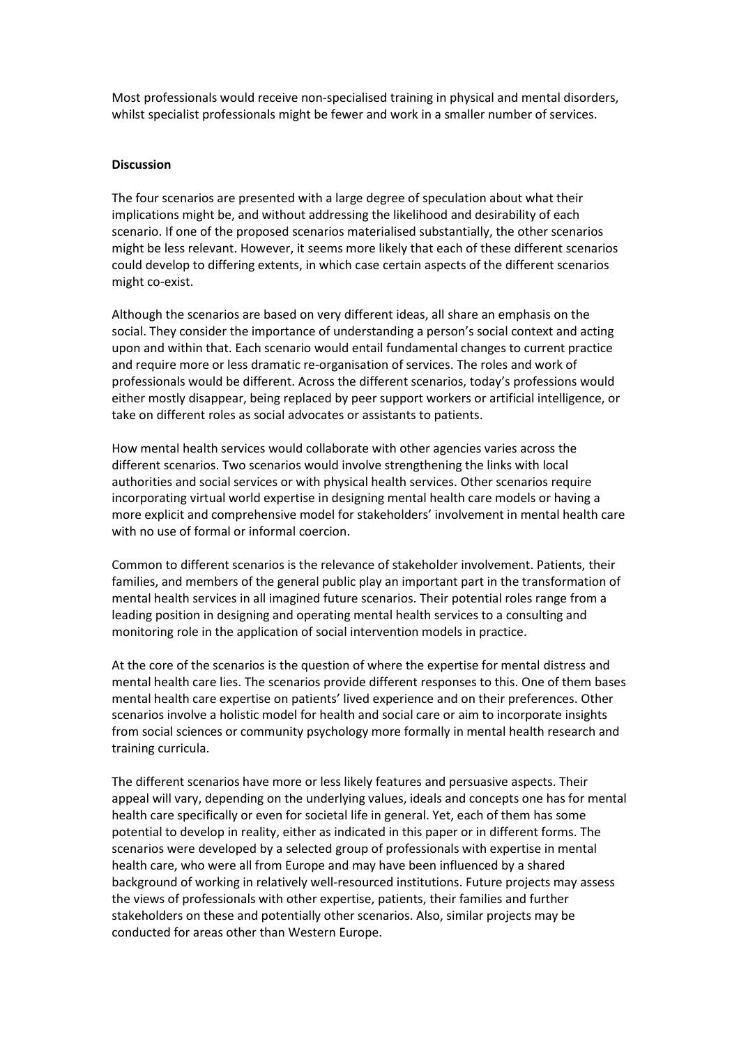Most professionals would receive non-specialised training in physical and mental disorders, whilst specialist professionals might be fewer and work in a smaller number of services.

**Discussion**

The four scenarios are presented with a large degree of speculation about what their implications might be, and without addressing the likelihood and desirability of each scenario. If one of the proposed scenarios materialised substantially, the other scenarios might be less relevant. However, it seems more likely that each of these different scenarios could develop to differing extents, in which case certain aspects of the different scenarios might co-exist.

Although the scenarios are based on very different ideas, all share an emphasis on the social. They consider the importance of understanding a person's social context and acting upon and within that. Each scenario would entail fundamental changes to current practice and require more or less dramatic re-organisation of services. The roles and work of professionals would be different. Across the different scenarios, today's professions would either mostly disappear, being replaced by peer support workers or artificial intelligence, or take on different roles as social advocates or assistants to patients.

How mental health services would collaborate with other agencies varies across the different scenarios. Two scenarios would involve strengthening the links with local authorities and social services or with physical health services. Other scenarios require incorporating virtual world expertise in designing mental health care models or having a more explicit and comprehensive model for stakeholders' involvement in mental health care with no use of formal or informal coercion.

Common to different scenarios is the relevance of stakeholder involvement. Patients, their families, and members of the general public play an important part in the transformation of mental health services in all imagined future scenarios. Their potential roles range from a leading position in designing and operating mental health services to a consulting and monitoring role in the application of social intervention models in practice.

At the core of the scenarios is the question of where the expertise for mental distress and mental health care lies. The scenarios provide different responses to this. One of them bases mental health care expertise on patients' lived experience and on their preferences. Other scenarios involve a holistic model for health and social care or aim to incorporate insights from social sciences or community psychology more formally in mental health research and training curricula.

The different scenarios have more or less likely features and persuasive aspects. Their appeal will vary, depending on the underlying values, ideals and concepts one has for mental health care specifically or even for societal life in general. Yet, each of them has some potential to develop in reality, either as indicated in this paper or in different forms. The scenarios were developed by a selected group of professionals with expertise in mental health care, who were all from Europe and may have been influenced by a shared background of working in relatively well-resourced institutions. Future projects may assess the views of professionals with other expertise, patients, their families and further stakeholders on these and potentially other scenarios. Also, similar projects may be conducted for areas other than Western Europe.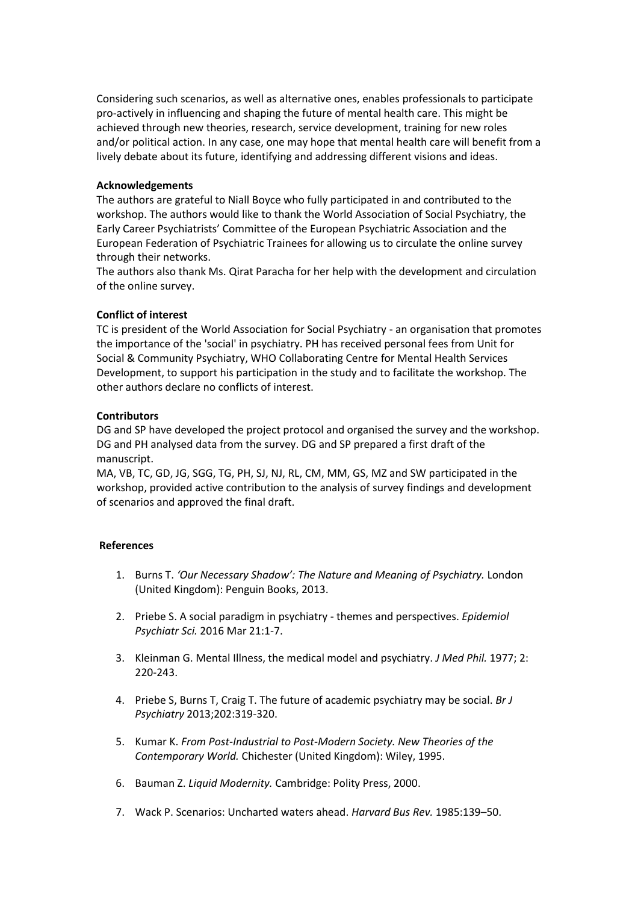Considering such scenarios, as well as alternative ones, enables professionals to participate pro-actively in influencing and shaping the future of mental health care. This might be achieved through new theories, research, service development, training for new roles and/or political action. In any case, one may hope that mental health care will benefit from a lively debate about its future, identifying and addressing different visions and ideas.

**Acknowledgements**

The authors are grateful to Niall Boyce who fully participated in and contributed to the workshop. The authors would like to thank the World Association of Social Psychiatry, the Early Career Psychiatrists' Committee of the European Psychiatric Association and the European Federation of Psychiatric Trainees for allowing us to circulate the online survey through their networks.

The authors also thank Ms. Qirat Paracha for her help with the development and circulation of the online survey.

**Conflict of interest**

TC is president of the World Association for Social Psychiatry - an organisation that promotes the importance of the 'social' in psychiatry. PH has received personal fees from Unit for Social & Community Psychiatry, WHO Collaborating Centre for Mental Health Services Development, to support his participation in the study and to facilitate the workshop. The other authors declare no conflicts of interest.

**Contributors**

DG and SP have developed the project protocol and organised the survey and the workshop. DG and PH analysed data from the survey. DG and SP prepared a first draft of the manuscript.

MA, VB, TC, GD, JG, SGG, TG, PH, SJ, NJ, RL, CM, MM, GS, MZ and SW participated in the workshop, provided active contribution to the analysis of survey findings and development of scenarios and approved the final draft.

**References**

1. Burns T. *'Our Necessary Shadow': The Nature and Meaning of Psychiatry.* London (United Kingdom): Penguin Books, 2013.
2. Priebe S. A social paradigm in psychiatry - themes and perspectives. *Epidemiol Psychiatr Sci.* 2016 Mar 21:1-7.
3. Kleinman G. Mental Illness, the medical model and psychiatry. *J Med Phil.* 1977; 2: 220-243.
4. Priebe S, Burns T, Craig T. The future of academic psychiatry may be social. *Br J Psychiatry* 2013;202:319-320.
5. Kumar K. *From Post-Industrial to Post-Modern Society. New Theories of the Contemporary World.* Chichester (United Kingdom): Wiley, 1995.
6. Bauman Z. *Liquid Modernity.* Cambridge: Polity Press, 2000.
7. Wack P. Scenarios: Uncharted waters ahead. *Harvard Bus Rev.* 1985:139–50.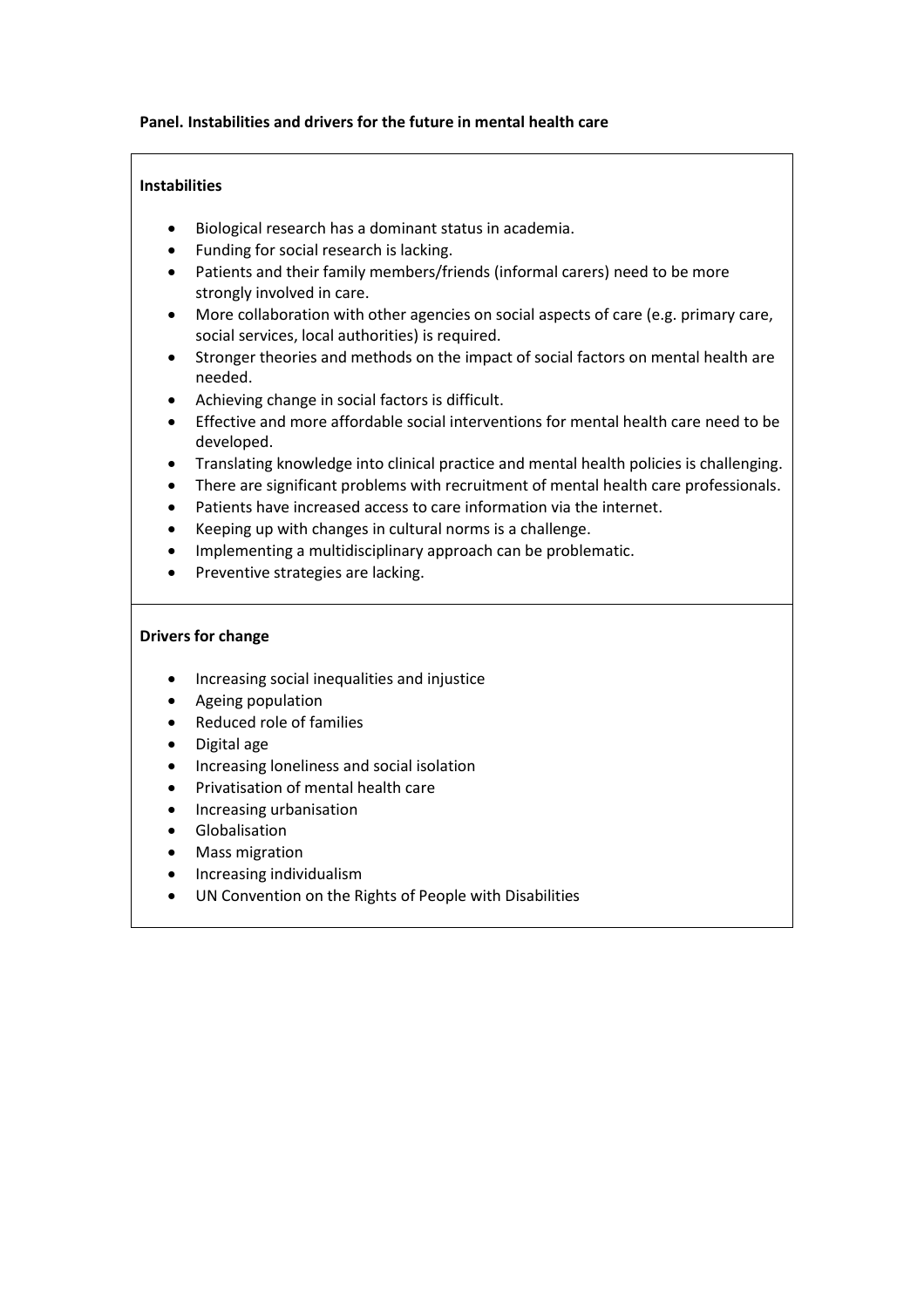**Panel. Instabilities and drivers for the future in mental health care**

**Instabilities**

- Biological research has a dominant status in academia.
- Funding for social research is lacking.
- Patients and their family members/friends (informal carers) need to be more strongly involved in care.
- More collaboration with other agencies on social aspects of care (e.g. primary care, social services, local authorities) is required.
- Stronger theories and methods on the impact of social factors on mental health are needed.
- Achieving change in social factors is difficult.
- Effective and more affordable social interventions for mental health care need to be developed.
- Translating knowledge into clinical practice and mental health policies is challenging.
- There are significant problems with recruitment of mental health care professionals.
- Patients have increased access to care information via the internet.
- Keeping up with changes in cultural norms is a challenge.
- Implementing a multidisciplinary approach can be problematic.
- Preventive strategies are lacking.

**Drivers for change**

- Increasing social inequalities and injustice
- Ageing population
- Reduced role of families
- Digital age
- Increasing loneliness and social isolation
- Privatisation of mental health care
- Increasing urbanisation
- Globalisation
- Mass migration
- Increasing individualism
- UN Convention on the Rights of People with Disabilities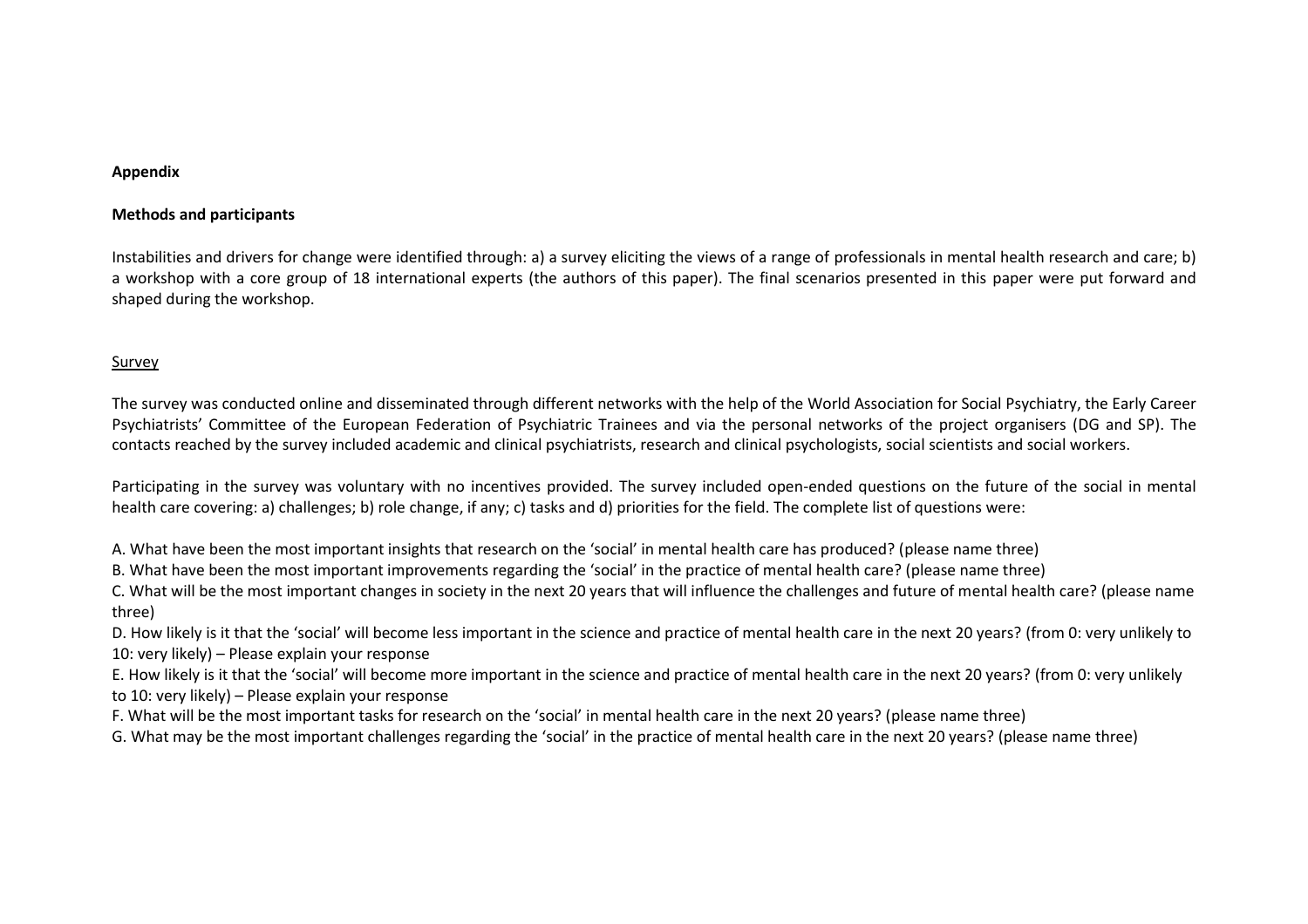**Appendix**

**Methods and participants**

Instabilities and drivers for change were identified through: a) a survey eliciting the views of a range of professionals in mental health research and care; b) a workshop with a core group of 18 international experts (the authors of this paper). The final scenarios presented in this paper were put forward and shaped during the workshop.

<u>Survey</u>

The survey was conducted online and disseminated through different networks with the help of the World Association for Social Psychiatry, the Early Career Psychiatrists' Committee of the European Federation of Psychiatric Trainees and via the personal networks of the project organisers (DG and SP). The contacts reached by the survey included academic and clinical psychiatrists, research and clinical psychologists, social scientists and social workers.

Participating in the survey was voluntary with no incentives provided. The survey included open-ended questions on the future of the social in mental health care covering: a) challenges; b) role change, if any; c) tasks and d) priorities for the field. The complete list of questions were:

A. What have been the most important insights that research on the 'social' in mental health care has produced? (please name three)

B. What have been the most important improvements regarding the 'social' in the practice of mental health care? (please name three)

C. What will be the most important changes in society in the next 20 years that will influence the challenges and future of mental health care? (please name three)

D. How likely is it that the 'social' will become less important in the science and practice of mental health care in the next 20 years? (from 0: very unlikely to 10: very likely) – Please explain your response

E. How likely is it that the 'social' will become more important in the science and practice of mental health care in the next 20 years? (from 0: very unlikely to 10: very likely) – Please explain your response

F. What will be the most important tasks for research on the 'social' in mental health care in the next 20 years? (please name three)

G. What may be the most important challenges regarding the 'social' in the practice of mental health care in the next 20 years? (please name three)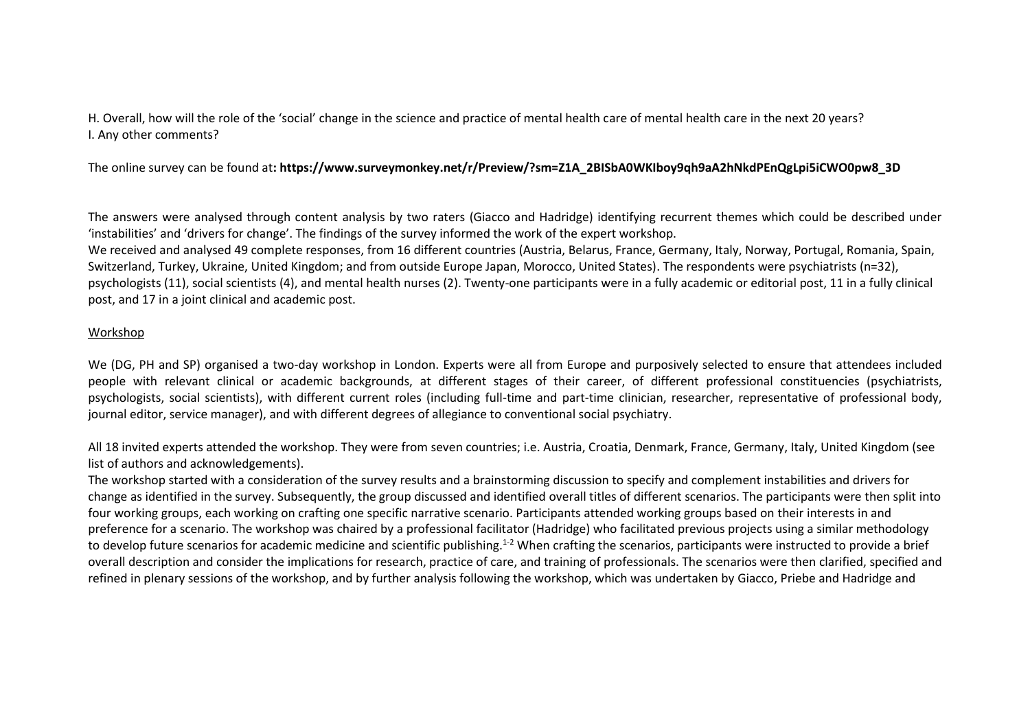H. Overall, how will the role of the 'social' change in the science and practice of mental health care of mental health care in the next 20 years?
I. Any other comments?

The online survey can be found at**: https://www.surveymonkey.net/r/Preview/?sm=Z1A_2BISbA0WKIboy9qh9aA2hNkdPEnQgLpi5iCWO0pw8_3D**

The answers were analysed through content analysis by two raters (Giacco and Hadridge) identifying recurrent themes which could be described under 'instabilities' and 'drivers for change'. The findings of the survey informed the work of the expert workshop.
We received and analysed 49 complete responses, from 16 different countries (Austria, Belarus, France, Germany, Italy, Norway, Portugal, Romania, Spain, Switzerland, Turkey, Ukraine, United Kingdom; and from outside Europe Japan, Morocco, United States). The respondents were psychiatrists (n=32), psychologists (11), social scientists (4), and mental health nurses (2). Twenty-one participants were in a fully academic or editorial post, 11 in a fully clinical post, and 17 in a joint clinical and academic post.

Workshop

We (DG, PH and SP) organised a two-day workshop in London. Experts were all from Europe and purposively selected to ensure that attendees included people with relevant clinical or academic backgrounds, at different stages of their career, of different professional constituencies (psychiatrists, psychologists, social scientists), with different current roles (including full-time and part-time clinician, researcher, representative of professional body, journal editor, service manager), and with different degrees of allegiance to conventional social psychiatry.

All 18 invited experts attended the workshop. They were from seven countries; i.e. Austria, Croatia, Denmark, France, Germany, Italy, United Kingdom (see list of authors and acknowledgements).
The workshop started with a consideration of the survey results and a brainstorming discussion to specify and complement instabilities and drivers for change as identified in the survey. Subsequently, the group discussed and identified overall titles of different scenarios. The participants were then split into four working groups, each working on crafting one specific narrative scenario. Participants attended working groups based on their interests in and preference for a scenario. The workshop was chaired by a professional facilitator (Hadridge) who facilitated previous projects using a similar methodology to develop future scenarios for academic medicine and scientific publishing.[1-2] When crafting the scenarios, participants were instructed to provide a brief overall description and consider the implications for research, practice of care, and training of professionals. The scenarios were then clarified, specified and refined in plenary sessions of the workshop, and by further analysis following the workshop, which was undertaken by Giacco, Priebe and Hadridge and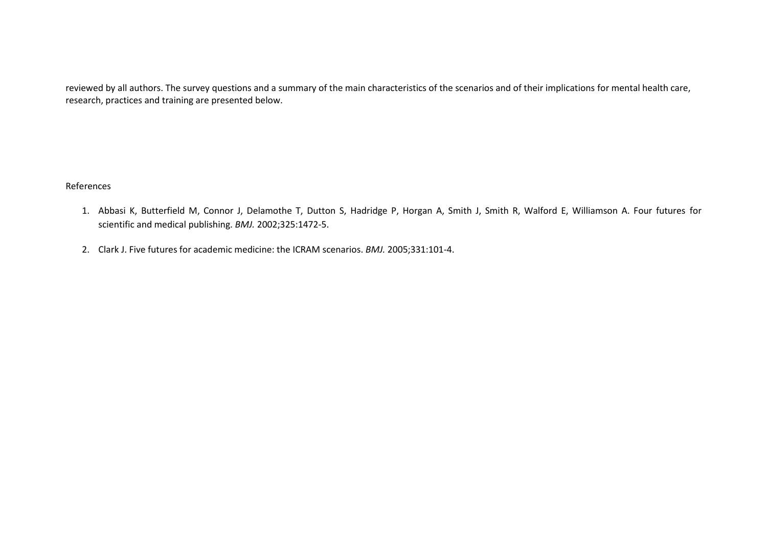reviewed by all authors. The survey questions and a summary of the main characteristics of the scenarios and of their implications for mental health care, research, practices and training are presented below.

References

1. Abbasi K, Butterfield M, Connor J, Delamothe T, Dutton S, Hadridge P, Horgan A, Smith J, Smith R, Walford E, Williamson A. Four futures for scientific and medical publishing. *BMJ.* 2002;325:1472-5.
2. Clark J. Five futures for academic medicine: the ICRAM scenarios. *BMJ.* 2005;331:101-4.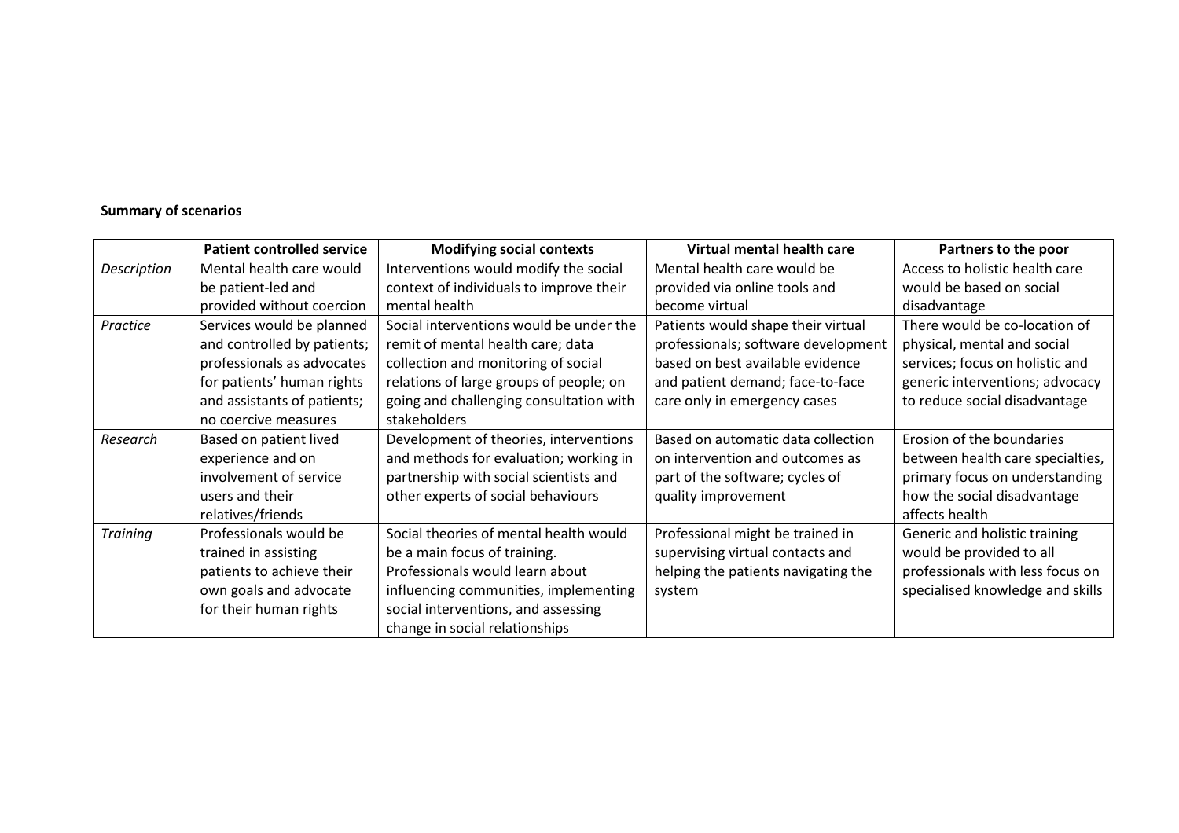**Summary of scenarios**

| | Patient controlled service | Modifying social contexts | Virtual mental health care | Partners to the poor |
|---|---|---|---|---|
| *Description* | Mental health care would be patient-led and provided without coercion | Interventions would modify the social context of individuals to improve their mental health | Mental health care would be provided via online tools and become virtual | Access to holistic health care would be based on social disadvantage |
| *Practice* | Services would be planned and controlled by patients; professionals as advocates for patients' human rights and assistants of patients; no coercive measures | Social interventions would be under the remit of mental health care; data collection and monitoring of social relations of large groups of people; on going and challenging consultation with stakeholders | Patients would shape their virtual professionals; software development based on best available evidence and patient demand; face-to-face care only in emergency cases | There would be co-location of physical, mental and social services; focus on holistic and generic interventions; advocacy to reduce social disadvantage |
| *Research* | Based on patient lived experience and on involvement of service users and their relatives/friends | Development of theories, interventions and methods for evaluation; working in partnership with social scientists and other experts of social behaviours | Based on automatic data collection on intervention and outcomes as part of the software; cycles of quality improvement | Erosion of the boundaries between health care specialties, primary focus on understanding how the social disadvantage affects health |
| *Training* | Professionals would be trained in assisting patients to achieve their own goals and advocate for their human rights | Social theories of mental health would be a main focus of training. Professionals would learn about influencing communities, implementing social interventions, and assessing change in social relationships | Professional might be trained in supervising virtual contacts and helping the patients navigating the system | Generic and holistic training would be provided to all professionals with less focus on specialised knowledge and skills |